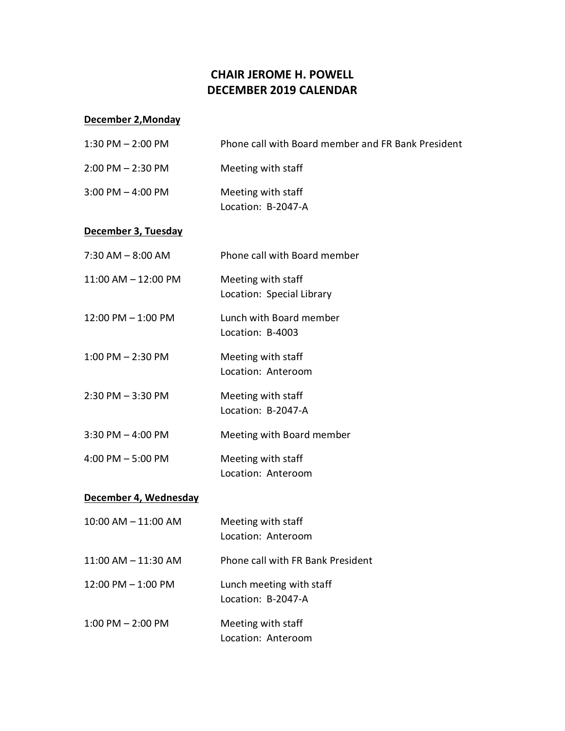# CHAIR JEROME H. POWELL
# DECEMBER 2019 CALENDAR

**December 2,Monday**

| | |
|---|---|
| 1:30 PM – 2:00 PM | Phone call with Board member and FR Bank President |
| 2:00 PM – 2:30 PM | Meeting with staff |
| 3:00 PM – 4:00 PM | Meeting with staff<br>Location: B-2047-A |

**December 3, Tuesday**

| | |
|---|---|
| 7:30 AM – 8:00 AM | Phone call with Board member |
| 11:00 AM – 12:00 PM | Meeting with staff<br>Location: Special Library |
| 12:00 PM – 1:00 PM | Lunch with Board member<br>Location: B-4003 |
| 1:00 PM – 2:30 PM | Meeting with staff<br>Location: Anteroom |
| 2:30 PM – 3:30 PM | Meeting with staff<br>Location: B-2047-A |
| 3:30 PM – 4:00 PM | Meeting with Board member |
| 4:00 PM – 5:00 PM | Meeting with staff<br>Location: Anteroom |

**December 4, Wednesday**

| | |
|---|---|
| 10:00 AM – 11:00 AM | Meeting with staff<br>Location: Anteroom |
| 11:00 AM – 11:30 AM | Phone call with FR Bank President |
| 12:00 PM – 1:00 PM | Lunch meeting with staff<br>Location: B-2047-A |
| 1:00 PM – 2:00 PM | Meeting with staff<br>Location: Anteroom |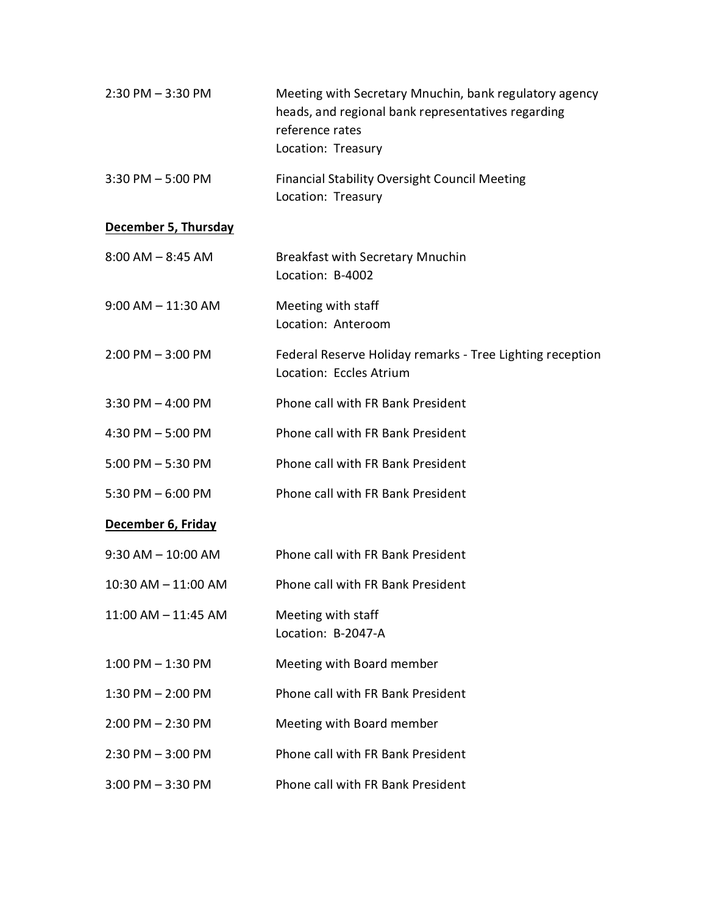| | |
|---|---|
| 2:30 PM – 3:30 PM | Meeting with Secretary Mnuchin, bank regulatory agency heads, and regional bank representatives regarding reference rates<br>Location: Treasury |
| 3:30 PM – 5:00 PM | Financial Stability Oversight Council Meeting<br>Location: Treasury |

**December 5, Thursday**

| | |
|---|---|
| 8:00 AM – 8:45 AM | Breakfast with Secretary Mnuchin<br>Location: B-4002 |
| 9:00 AM – 11:30 AM | Meeting with staff<br>Location: Anteroom |
| 2:00 PM – 3:00 PM | Federal Reserve Holiday remarks - Tree Lighting reception<br>Location: Eccles Atrium |
| 3:30 PM – 4:00 PM | Phone call with FR Bank President |
| 4:30 PM – 5:00 PM | Phone call with FR Bank President |
| 5:00 PM – 5:30 PM | Phone call with FR Bank President |
| 5:30 PM – 6:00 PM | Phone call with FR Bank President |

**December 6, Friday**

| | |
|---|---|
| 9:30 AM – 10:00 AM | Phone call with FR Bank President |
| 10:30 AM – 11:00 AM | Phone call with FR Bank President |
| 11:00 AM – 11:45 AM | Meeting with staff<br>Location: B-2047-A |
| 1:00 PM – 1:30 PM | Meeting with Board member |
| 1:30 PM – 2:00 PM | Phone call with FR Bank President |
| 2:00 PM – 2:30 PM | Meeting with Board member |
| 2:30 PM – 3:00 PM | Phone call with FR Bank President |
| 3:00 PM – 3:30 PM | Phone call with FR Bank President |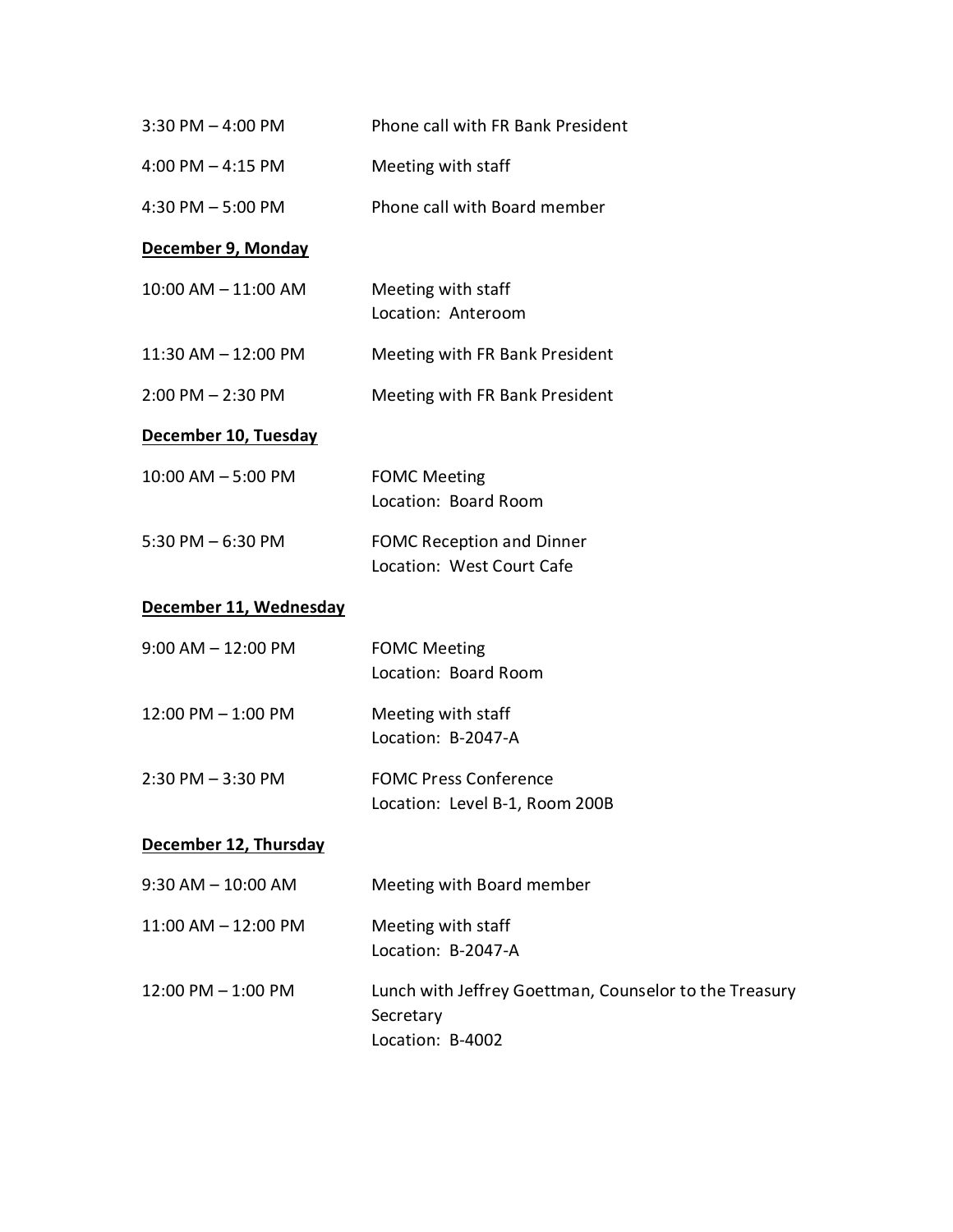3:30 PM – 4:00 PM  Phone call with FR Bank President

4:00 PM – 4:15 PM  Meeting with staff

4:30 PM – 5:00 PM  Phone call with Board member

**December 9, Monday**

10:00 AM – 11:00 AM  Meeting with staff
Location: Anteroom

11:30 AM – 12:00 PM  Meeting with FR Bank President

2:00 PM – 2:30 PM  Meeting with FR Bank President

**December 10, Tuesday**

10:00 AM – 5:00 PM  FOMC Meeting
Location: Board Room

5:30 PM – 6:30 PM  FOMC Reception and Dinner
Location: West Court Cafe

**December 11, Wednesday**

9:00 AM – 12:00 PM  FOMC Meeting
Location: Board Room

12:00 PM – 1:00 PM  Meeting with staff
Location: B-2047-A

2:30 PM – 3:30 PM  FOMC Press Conference
Location: Level B-1, Room 200B

**December 12, Thursday**

9:30 AM – 10:00 AM  Meeting with Board member

11:00 AM – 12:00 PM  Meeting with staff
Location: B-2047-A

12:00 PM – 1:00 PM  Lunch with Jeffrey Goettman, Counselor to the Treasury Secretary
Location: B-4002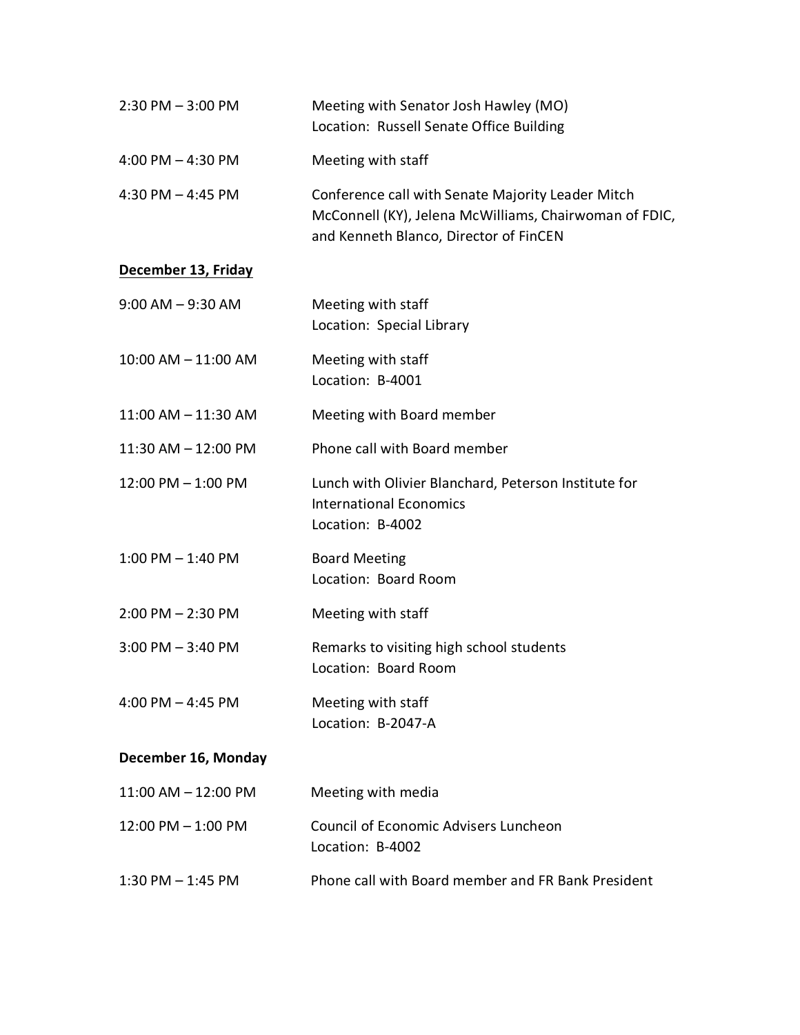| | |
|---|---|
| 2:30 PM – 3:00 PM | Meeting with Senator Josh Hawley (MO)<br>Location: Russell Senate Office Building |
| 4:00 PM – 4:30 PM | Meeting with staff |
| 4:30 PM – 4:45 PM | Conference call with Senate Majority Leader Mitch McConnell (KY), Jelena McWilliams, Chairwoman of FDIC, and Kenneth Blanco, Director of FinCEN |

**<u>December 13, Friday</u>**

| | |
|---|---|
| 9:00 AM – 9:30 AM | Meeting with staff<br>Location: Special Library |
| 10:00 AM – 11:00 AM | Meeting with staff<br>Location: B-4001 |
| 11:00 AM – 11:30 AM | Meeting with Board member |
| 11:30 AM – 12:00 PM | Phone call with Board member |
| 12:00 PM – 1:00 PM | Lunch with Olivier Blanchard, Peterson Institute for International Economics<br>Location: B-4002 |
| 1:00 PM – 1:40 PM | Board Meeting<br>Location: Board Room |
| 2:00 PM – 2:30 PM | Meeting with staff |
| 3:00 PM – 3:40 PM | Remarks to visiting high school students<br>Location: Board Room |
| 4:00 PM – 4:45 PM | Meeting with staff<br>Location: B-2047-A |

**December 16, Monday**

| | |
|---|---|
| 11:00 AM – 12:00 PM | Meeting with media |
| 12:00 PM – 1:00 PM | Council of Economic Advisers Luncheon<br>Location: B-4002 |
| 1:30 PM – 1:45 PM | Phone call with Board member and FR Bank President |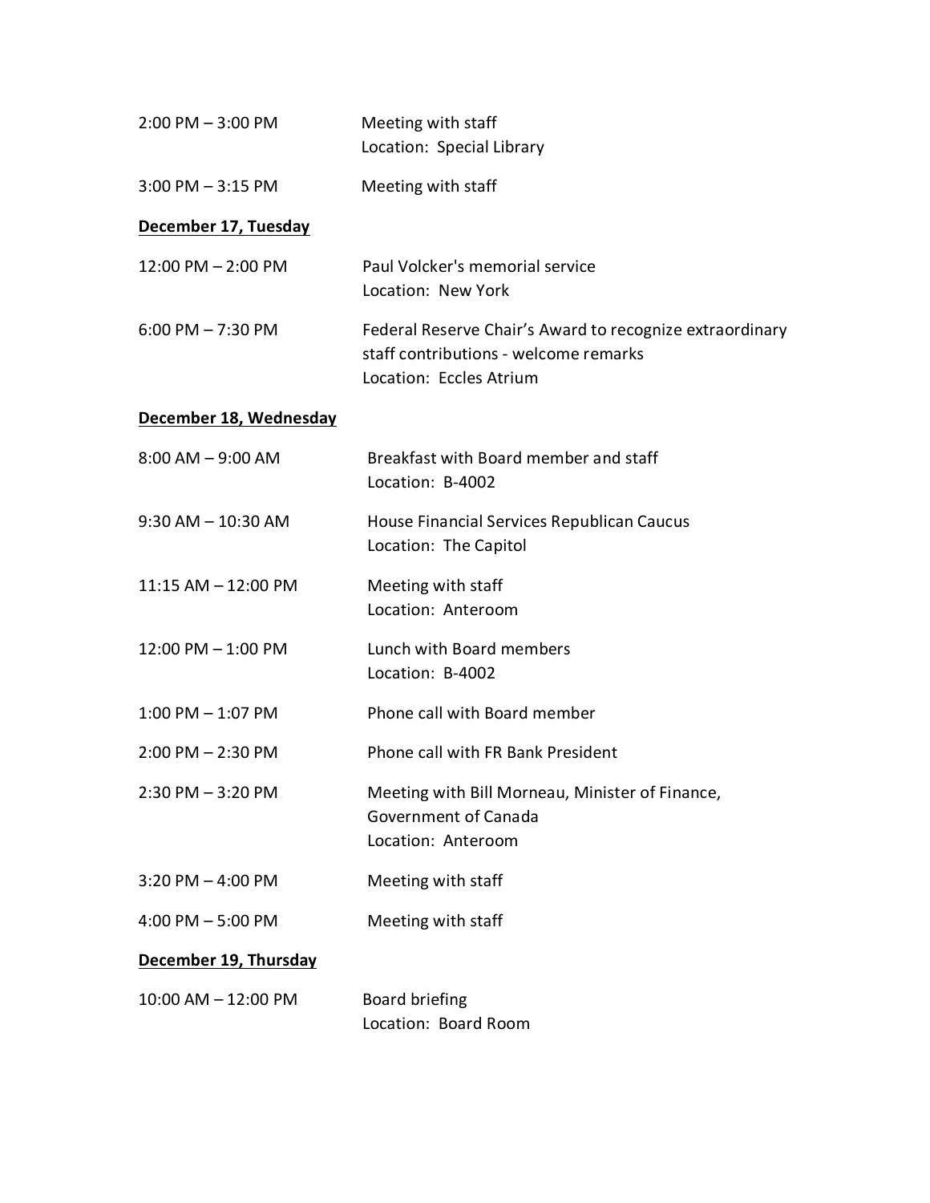2:00 PM – 3:00 PM Meeting with staff
Location: Special Library

3:00 PM – 3:15 PM Meeting with staff

**December 17, Tuesday**

12:00 PM – 2:00 PM Paul Volcker's memorial service
Location: New York

6:00 PM – 7:30 PM Federal Reserve Chair's Award to recognize extraordinary staff contributions - welcome remarks
Location: Eccles Atrium

**December 18, Wednesday**

8:00 AM – 9:00 AM Breakfast with Board member and staff
Location: B-4002

9:30 AM – 10:30 AM House Financial Services Republican Caucus
Location: The Capitol

11:15 AM – 12:00 PM Meeting with staff
Location: Anteroom

12:00 PM – 1:00 PM Lunch with Board members
Location: B-4002

1:00 PM – 1:07 PM Phone call with Board member

2:00 PM – 2:30 PM Phone call with FR Bank President

2:30 PM – 3:20 PM Meeting with Bill Morneau, Minister of Finance, Government of Canada
Location: Anteroom

3:20 PM – 4:00 PM Meeting with staff

4:00 PM – 5:00 PM Meeting with staff

**December 19, Thursday**

10:00 AM – 12:00 PM Board briefing
Location: Board Room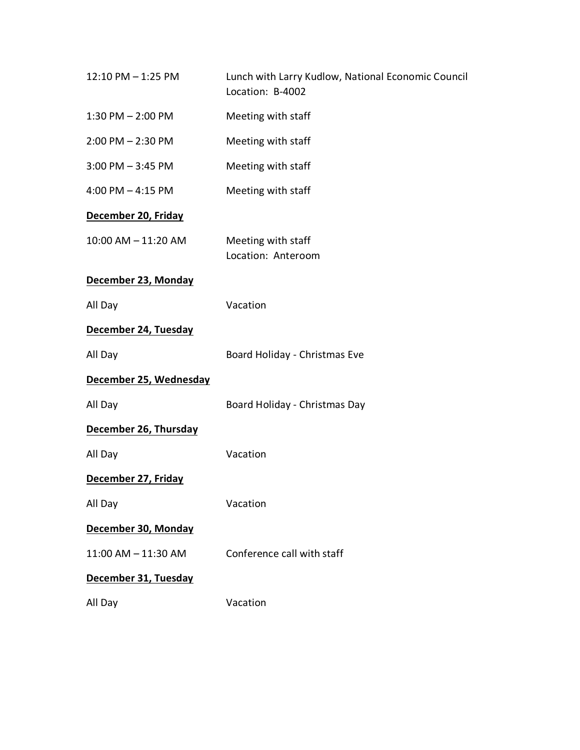| | |
|---|---|
| 12:10 PM – 1:25 PM | Lunch with Larry Kudlow, National Economic Council<br>Location: B-4002 |
| 1:30 PM – 2:00 PM | Meeting with staff |
| 2:00 PM – 2:30 PM | Meeting with staff |
| 3:00 PM – 3:45 PM | Meeting with staff |
| 4:00 PM – 4:15 PM | Meeting with staff |

**December 20, Friday**

| | |
|---|---|
| 10:00 AM – 11:20 AM | Meeting with staff<br>Location: Anteroom |

**December 23, Monday**

| | |
|---|---|
| All Day | Vacation |

**December 24, Tuesday**

| | |
|---|---|
| All Day | Board Holiday - Christmas Eve |

**December 25, Wednesday**

| | |
|---|---|
| All Day | Board Holiday - Christmas Day |

**December 26, Thursday**

| | |
|---|---|
| All Day | Vacation |

**December 27, Friday**

| | |
|---|---|
| All Day | Vacation |

**December 30, Monday**

| | |
|---|---|
| 11:00 AM – 11:30 AM | Conference call with staff |

**December 31, Tuesday**

| | |
|---|---|
| All Day | Vacation |